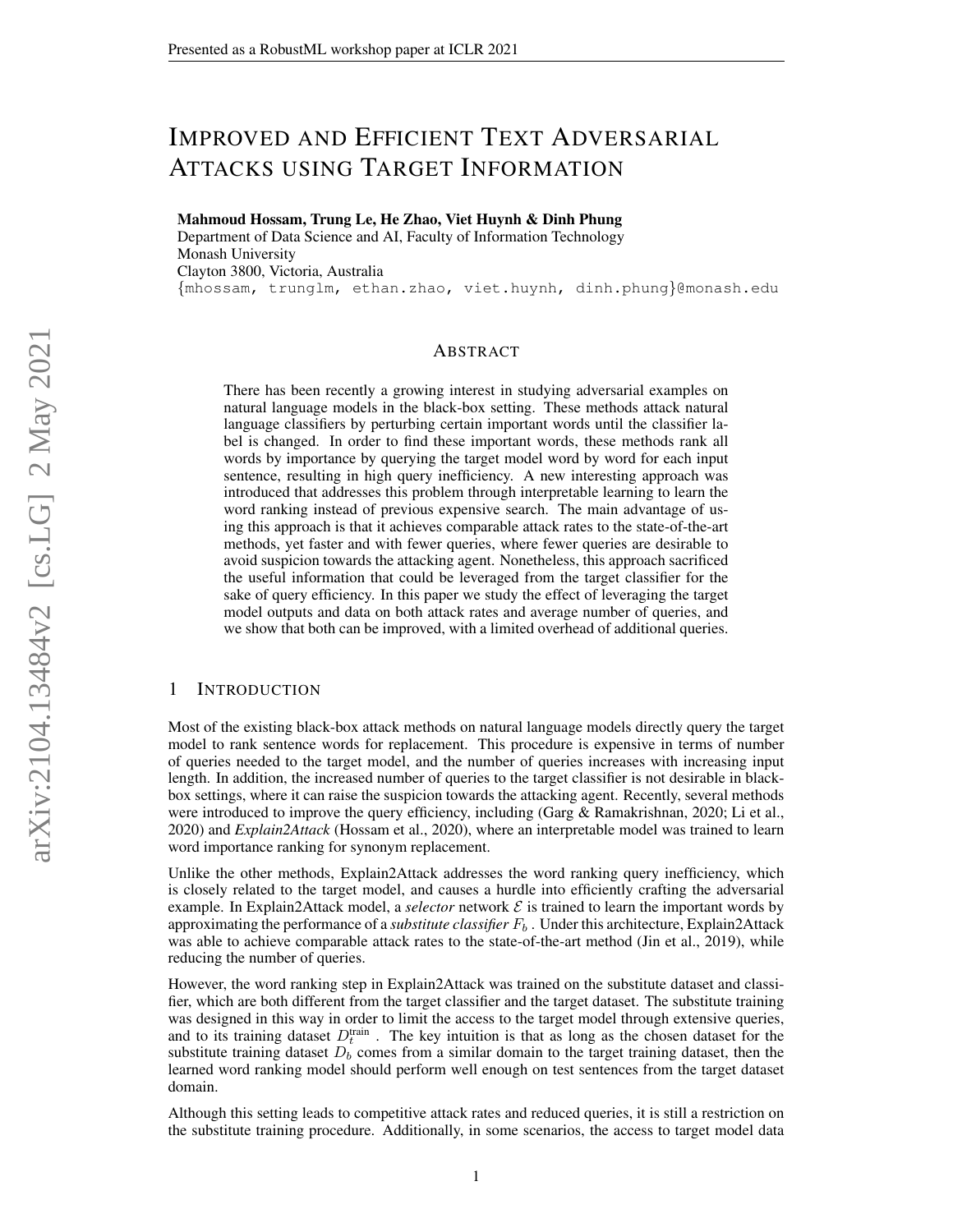# IMPROVED AND EFFICIENT TEXT ADVERSARIAL ATTACKS USING TARGET INFORMATION

**Mahmoud Hossam, Trung Le, He Zhao, Viet Huynh & Dinh Phung**
Department of Data Science and AI, Faculty of Information Technology
Monash University
Clayton 3800, Victoria, Australia
{mhossam, trunglm, ethan.zhao, viet.huynh, dinh.phung}@monash.edu

## ABSTRACT

There has been recently a growing interest in studying adversarial examples on natural language models in the black-box setting. These methods attack natural language classifiers by perturbing certain important words until the classifier label is changed. In order to find these important words, these methods rank all words by importance by querying the target model word by word for each input sentence, resulting in high query inefficiency. A new interesting approach was introduced that addresses this problem through interpretable learning to learn the word ranking instead of previous expensive search. The main advantage of using this approach is that it achieves comparable attack rates to the state-of-the-art methods, yet faster and with fewer queries, where fewer queries are desirable to avoid suspicion towards the attacking agent. Nonetheless, this approach sacrificed the useful information that could be leveraged from the target classifier for the sake of query efficiency. In this paper we study the effect of leveraging the target model outputs and data on both attack rates and average number of queries, and we show that both can be improved, with a limited overhead of additional queries.

## 1 INTRODUCTION

Most of the existing black-box attack methods on natural language models directly query the target model to rank sentence words for replacement. This procedure is expensive in terms of number of queries needed to the target model, and the number of queries increases with increasing input length. In addition, the increased number of queries to the target classifier is not desirable in black-box settings, where it can raise the suspicion towards the attacking agent. Recently, several methods were introduced to improve the query efficiency, including (Garg & Ramakrishnan, 2020; Li et al., 2020) and *Explain2Attack* (Hossam et al., 2020), where an interpretable model was trained to learn word importance ranking for synonym replacement.

Unlike the other methods, Explain2Attack addresses the word ranking query inefficiency, which is closely related to the target model, and causes a hurdle into efficiently crafting the adversarial example. In Explain2Attack model, a *selector* network $\mathcal{E}$ is trained to learn the important words by approximating the performance of a *substitute classifier* $F_b$ . Under this architecture, Explain2Attack was able to achieve comparable attack rates to the state-of-the-art method (Jin et al., 2019), while reducing the number of queries.

However, the word ranking step in Explain2Attack was trained on the substitute dataset and classifier, which are both different from the target classifier and the target dataset. The substitute training was designed in this way in order to limit the access to the target model through extensive queries, and to its training dataset $D_t^{\text{train}}$ . The key intuition is that as long as the chosen dataset for the substitute training dataset $D_b$ comes from a similar domain to the target training dataset, then the learned word ranking model should perform well enough on test sentences from the target dataset domain.

Although this setting leads to competitive attack rates and reduced queries, it is still a restriction on the substitute training procedure. Additionally, in some scenarios, the access to target model data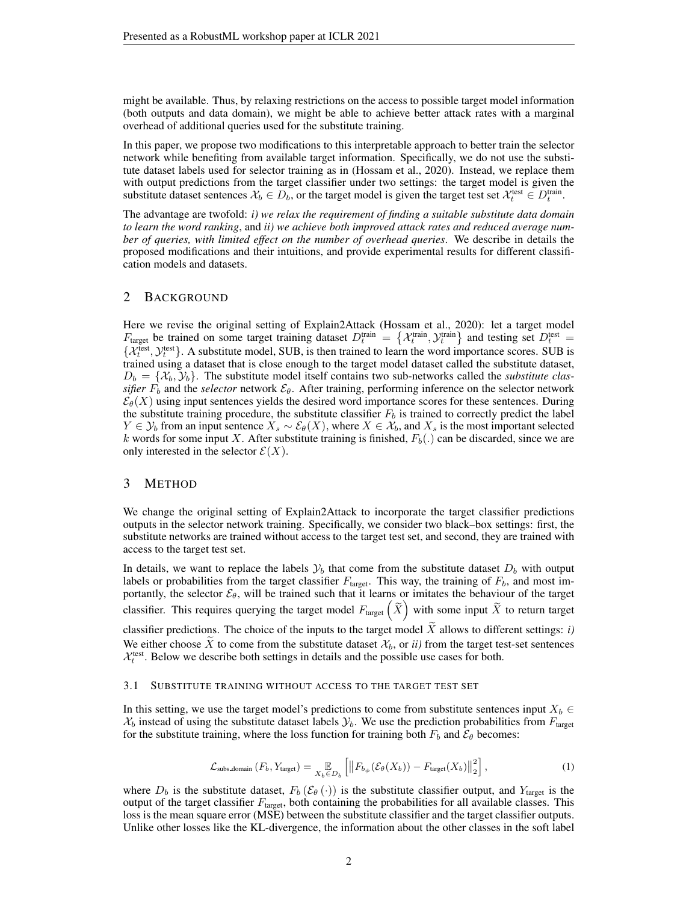might be available. Thus, by relaxing restrictions on the access to possible target model information (both outputs and data domain), we might be able to achieve better attack rates with a marginal overhead of additional queries used for the substitute training.

In this paper, we propose two modifications to this interpretable approach to better train the selector network while benefiting from available target information. Specifically, we do not use the substitute dataset labels used for selector training as in (Hossam et al., 2020). Instead, we replace them with output predictions from the target classifier under two settings: the target model is given the substitute dataset sentences $\mathcal{X}_b \in D_b$, or the target model is given the target test set $\mathcal{X}_t^{\text{test}} \in D_t^{\text{train}}$.

The advantage are twofold: *i) we relax the requirement of finding a suitable substitute data domain to learn the word ranking*, and *ii) we achieve both improved attack rates and reduced average number of queries, with limited effect on the number of overhead queries*. We describe in details the proposed modifications and their intuitions, and provide experimental results for different classification models and datasets.

## 2 Background

Here we revise the original setting of Explain2Attack (Hossam et al., 2020): let a target model $F_{\text{target}}$ be trained on some target training dataset $D_t^{\text{train}} = \left\{\mathcal{X}_t^{\text{train}}, \mathcal{Y}_t^{\text{train}}\right\}$ and testing set $D_t^{\text{test}} = \left\{\mathcal{X}_t^{\text{test}}, \mathcal{Y}_t^{\text{test}}\right\}$. A substitute model, SUB, is then trained to learn the word importance scores. SUB is trained using a dataset that is close enough to the target model dataset called the substitute dataset, $D_b = \{\mathcal{X}_b, \mathcal{Y}_b\}$. The substitute model itself contains two sub-networks called the *substitute classifier* $F_b$ and the *selector* network $\mathcal{E}_\theta$. After training, performing inference on the selector network $\mathcal{E}_\theta(X)$ using input sentences yields the desired word importance scores for these sentences. During the substitute training procedure, the substitute classifier $F_b$ is trained to correctly predict the label $Y \in \mathcal{Y}_b$ from an input sentence $X_s \sim \mathcal{E}_\theta(X)$, where $X \in \mathcal{X}_b$, and $X_s$ is the most important selected $k$ words for some input $X$. After substitute training is finished, $F_b(.)$ can be discarded, since we are only interested in the selector $\mathcal{E}(X)$.

## 3 Method

We change the original setting of Explain2Attack to incorporate the target classifier predictions outputs in the selector network training. Specifically, we consider two black–box settings: first, the substitute networks are trained without access to the target test set, and second, they are trained with access to the target test set.

In details, we want to replace the labels $\mathcal{Y}_b$ that come from the substitute dataset $D_b$ with output labels or probabilities from the target classifier $F_{\text{target}}$. This way, the training of $F_b$, and most importantly, the selector $\mathcal{E}_\theta$, will be trained such that it learns or imitates the behaviour of the target classifier. This requires querying the target model $F_{\text{target}}\left(\widetilde{X}\right)$ with some input $\widetilde{X}$ to return target classifier predictions. The choice of the inputs to the target model $\widetilde{X}$ allows to different settings: *i)* We either choose $\widetilde{X}$ to come from the substitute dataset $\mathcal{X}_b$, or *ii)* from the target test-set sentences $\mathcal{X}_t^{\text{test}}$. Below we describe both settings in details and the possible use cases for both.

### 3.1 Substitute training without access to the target test set

In this setting, we use the target model's predictions to come from substitute sentences input $X_b \in \mathcal{X}_b$ instead of using the substitute dataset labels $\mathcal{Y}_b$. We use the prediction probabilities from $F_{\text{target}}$ for the substitute training, where the loss function for training both $F_b$ and $\mathcal{E}_\theta$ becomes:

$$\mathcal{L}_{\text{subs\_domain}}\left(F_b, Y_{\text{target}}\right) = \underset{X_b \in D_b}{\mathbb{E}}\left[\left\|F_{b_\phi}(\mathcal{E}_\theta(X_b)) - F_{\text{target}}(X_b)\right\|_2^2\right], \tag{1}$$

where $D_b$ is the substitute dataset, $F_b\left(\mathcal{E}_\theta\left(\cdot\right)\right)$ is the substitute classifier output, and $Y_{\text{target}}$ is the output of the target classifier $F_{\text{target}}$, both containing the probabilities for all available classes. This loss is the mean square error (MSE) between the substitute classifier and the target classifier outputs. Unlike other losses like the KL-divergence, the information about the other classes in the soft label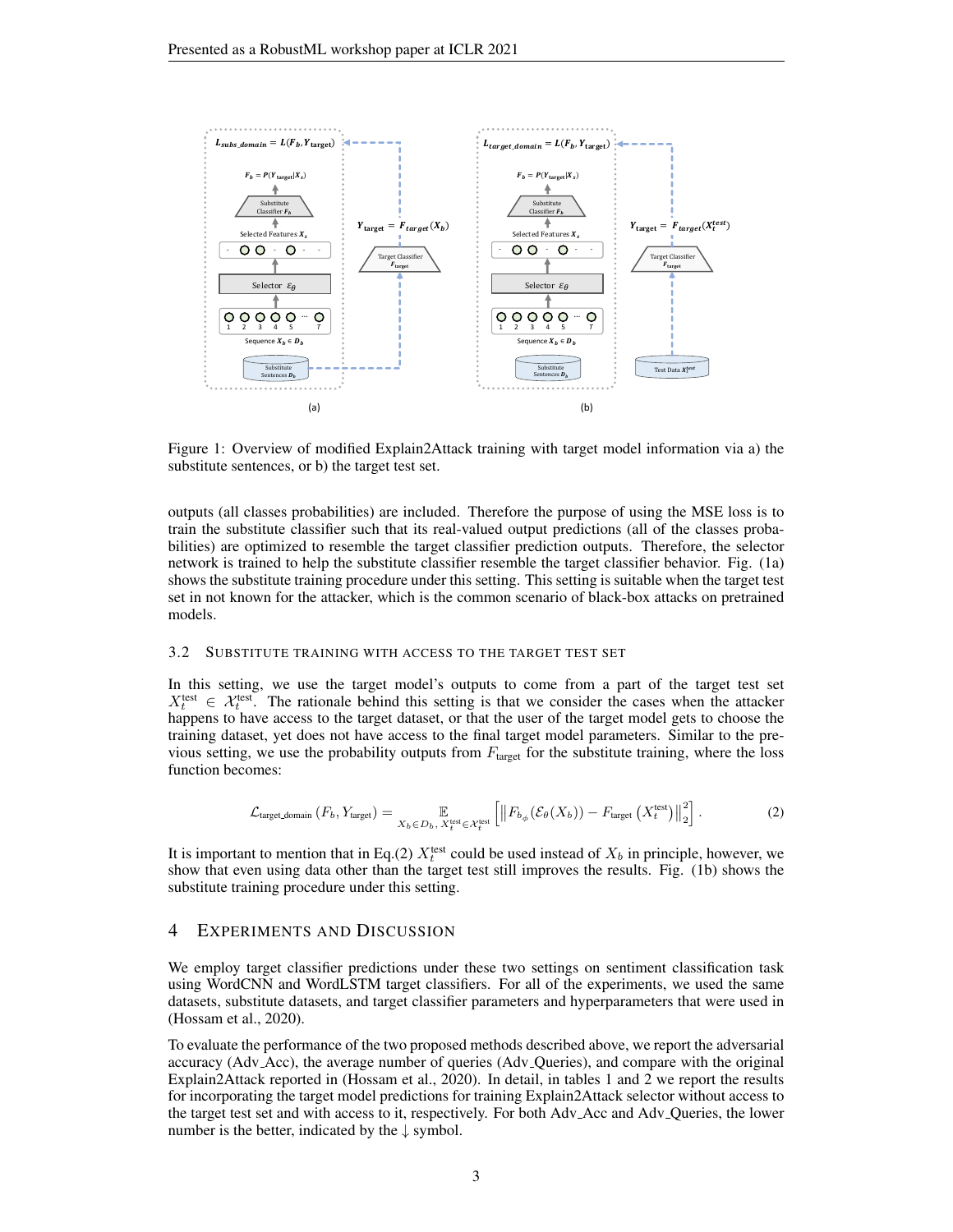Figure 1: Overview of modified Explain2Attack training with target model information via a) the substitute sentences, or b) the target test set.

outputs (all classes probabilities) are included. Therefore the purpose of using the MSE loss is to train the substitute classifier such that its real-valued output predictions (all of the classes probabilities) are optimized to resemble the target classifier prediction outputs. Therefore, the selector network is trained to help the substitute classifier resemble the target classifier behavior. Fig. (1a) shows the substitute training procedure under this setting. This setting is suitable when the target test set in not known for the attacker, which is the common scenario of black-box attacks on pretrained models.

### 3.2 Substitute training with access to the target test set

In this setting, we use the target model's outputs to come from a part of the target test set $X_t^{\text{test}} \in \mathcal{X}_t^{\text{test}}$. The rationale behind this setting is that we consider the cases when the attacker happens to have access to the target dataset, or that the user of the target model gets to choose the training dataset, yet does not have access to the final target model parameters. Similar to the previous setting, we use the probability outputs from $F_{\text{target}}$ for the substitute training, where the loss function becomes:

$$\mathcal{L}_{\text{target\_domain}}\left(F_b, Y_{\text{target}}\right) = \mathop{\mathbb{E}}_{X_b \in D_b,\, X_t^{\text{test}} \in \mathcal{X}_t^{\text{test}}} \left[ \left\| F_{b_\phi}(\mathcal{E}_\theta(X_b)) - F_{\text{target}}\left(X_t^{\text{test}}\right) \right\|_2^2 \right]. \tag{2}$$

It is important to mention that in Eq.(2) $X_t^{\text{test}}$ could be used instead of $X_b$ in principle, however, we show that even using data other than the target test still improves the results. Fig. (1b) shows the substitute training procedure under this setting.

## 4 Experiments and Discussion

We employ target classifier predictions under these two settings on sentiment classification task using WordCNN and WordLSTM target classifiers. For all of the experiments, we used the same datasets, substitute datasets, and target classifier parameters and hyperparameters that were used in (Hossam et al., 2020).

To evaluate the performance of the two proposed methods described above, we report the adversarial accuracy (Adv_Acc), the average number of queries (Adv_Queries), and compare with the original Explain2Attack reported in (Hossam et al., 2020). In detail, in tables 1 and 2 we report the results for incorporating the target model predictions for training Explain2Attack selector without access to the target test set and with access to it, respectively. For both Adv_Acc and Adv_Queries, the lower number is the better, indicated by the ↓ symbol.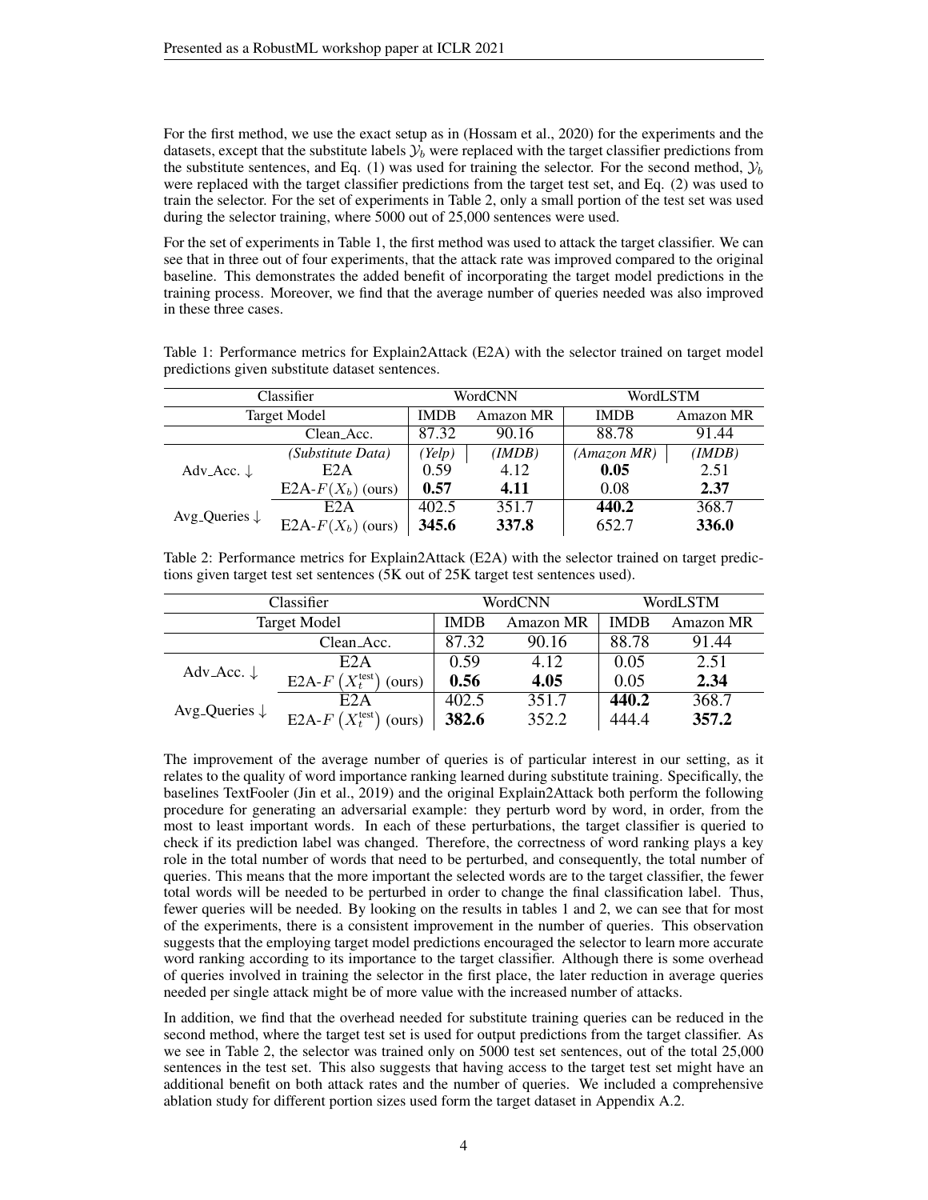For the first method, we use the exact setup as in (Hossam et al., 2020) for the experiments and the datasets, except that the substitute labels $\mathcal{Y}_b$ were replaced with the target classifier predictions from the substitute sentences, and Eq. (1) was used for training the selector. For the second method, $\mathcal{Y}_b$ were replaced with the target classifier predictions from the target test set, and Eq. (2) was used to train the selector. For the set of experiments in Table 2, only a small portion of the test set was used during the selector training, where 5000 out of 25,000 sentences were used.

For the set of experiments in Table 1, the first method was used to attack the target classifier. We can see that in three out of four experiments, that the attack rate was improved compared to the original baseline. This demonstrates the added benefit of incorporating the target model predictions in the training process. Moreover, we find that the average number of queries needed was also improved in these three cases.

Table 1: Performance metrics for Explain2Attack (E2A) with the selector trained on target model predictions given substitute dataset sentences.

| Classifier | | WordCNN | | WordLSTM | |
|---|---|---|---|---|---|
| Target Model | | IMDB | Amazon MR | IMDB | Amazon MR |
| | Clean_Acc. | 87.32 | 90.16 | 88.78 | 91.44 |
| Adv_Acc. ↓ | *(Substitute Data)* | *(Yelp)* | *(IMDB)* | *(Amazon MR)* | *(IMDB)* |
| | E2A | 0.59 | 4.12 | **0.05** | 2.51 |
| | E2A-$F(X_b)$ (ours) | **0.57** | **4.11** | 0.08 | **2.37** |
| Avg_Queries ↓ | E2A | 402.5 | 351.7 | **440.2** | 368.7 |
| | E2A-$F(X_b)$ (ours) | **345.6** | **337.8** | 652.7 | **336.0** |

Table 2: Performance metrics for Explain2Attack (E2A) with the selector trained on target predictions given target test set sentences (5K out of 25K target test sentences used).

| Classifier | | WordCNN | | WordLSTM | |
|---|---|---|---|---|---|
| Target Model | | IMDB | Amazon MR | IMDB | Amazon MR |
| | Clean_Acc. | 87.32 | 90.16 | 88.78 | 91.44 |
| Adv_Acc. ↓ | E2A | 0.59 | 4.12 | 0.05 | 2.51 |
| | E2A-$F\left(X_t^{\text{test}}\right)$ (ours) | **0.56** | **4.05** | 0.05 | **2.34** |
| Avg_Queries ↓ | E2A | 402.5 | 351.7 | **440.2** | 368.7 |
| | E2A-$F\left(X_t^{\text{test}}\right)$ (ours) | **382.6** | 352.2 | 444.4 | **357.2** |

The improvement of the average number of queries is of particular interest in our setting, as it relates to the quality of word importance ranking learned during substitute training. Specifically, the baselines TextFooler (Jin et al., 2019) and the original Explain2Attack both perform the following procedure for generating an adversarial example: they perturb word by word, in order, from the most to least important words. In each of these perturbations, the target classifier is queried to check if its prediction label was changed. Therefore, the correctness of word ranking plays a key role in the total number of words that need to be perturbed, and consequently, the total number of queries. This means that the more important the selected words are to the target classifier, the fewer total words will be needed to be perturbed in order to change the final classification label. Thus, fewer queries will be needed. By looking on the results in tables 1 and 2, we can see that for most of the experiments, there is a consistent improvement in the number of queries. This observation suggests that the employing target model predictions encouraged the selector to learn more accurate word ranking according to its importance to the target classifier. Although there is some overhead of queries involved in training the selector in the first place, the later reduction in average queries needed per single attack might be of more value with the increased number of attacks.

In addition, we find that the overhead needed for substitute training queries can be reduced in the second method, where the target test set is used for output predictions from the target classifier. As we see in Table 2, the selector was trained only on 5000 test set sentences, out of the total 25,000 sentences in the test set. This also suggests that having access to the target test set might have an additional benefit on both attack rates and the number of queries. We included a comprehensive ablation study for different portion sizes used form the target dataset in Appendix A.2.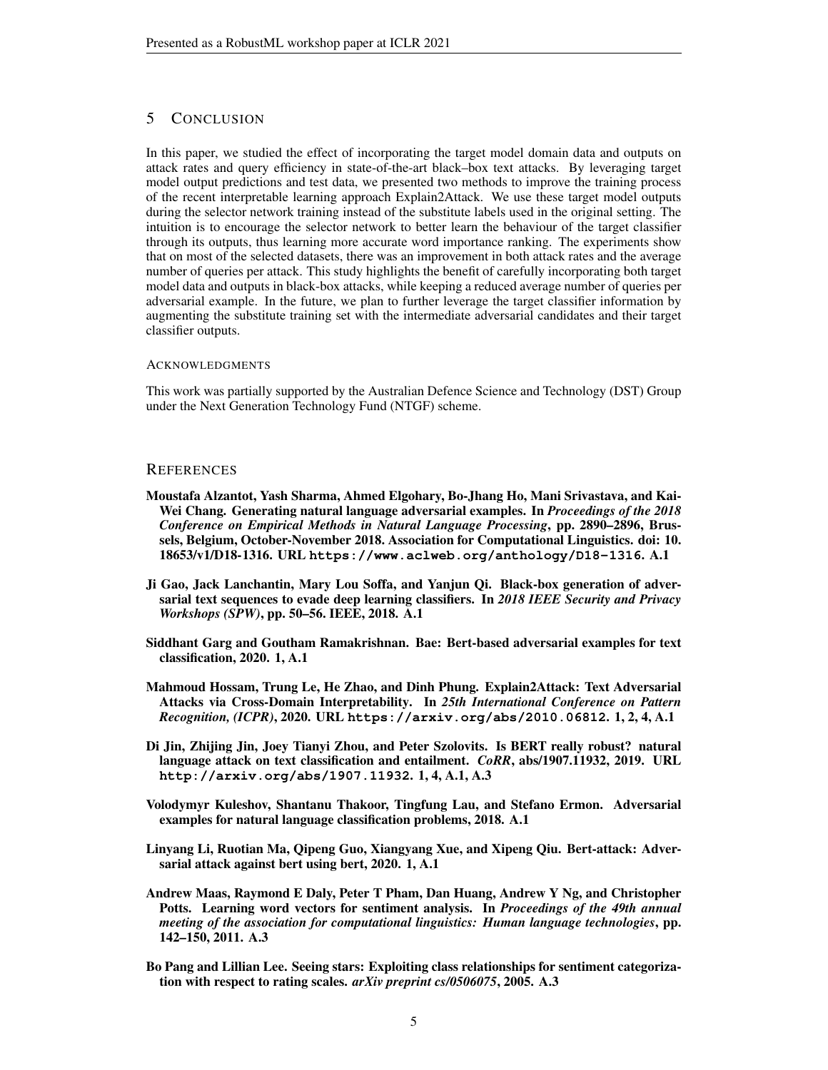## 5 Conclusion

In this paper, we studied the effect of incorporating the target model domain data and outputs on attack rates and query efficiency in state-of-the-art black–box text attacks. By leveraging target model output predictions and test data, we presented two methods to improve the training process of the recent interpretable learning approach Explain2Attack. We use these target model outputs during the selector network training instead of the substitute labels used in the original setting. The intuition is to encourage the selector network to better learn the behaviour of the target classifier through its outputs, thus learning more accurate word importance ranking. The experiments show that on most of the selected datasets, there was an improvement in both attack rates and the average number of queries per attack. This study highlights the benefit of carefully incorporating both target model data and outputs in black-box attacks, while keeping a reduced average number of queries per adversarial example. In the future, we plan to further leverage the target classifier information by augmenting the substitute training set with the intermediate adversarial candidates and their target classifier outputs.

#### Acknowledgments

This work was partially supported by the Australian Defence Science and Technology (DST) Group under the Next Generation Technology Fund (NTGF) scheme.

## References

**Moustafa Alzantot, Yash Sharma, Ahmed Elgohary, Bo-Jhang Ho, Mani Srivastava, and Kai-Wei Chang. Generating natural language adversarial examples. In *Proceedings of the 2018 Conference on Empirical Methods in Natural Language Processing*, pp. 2890–2896, Brussels, Belgium, October-November 2018. Association for Computational Linguistics. doi: 10.18653/v1/D18-1316. URL `https://www.aclweb.org/anthology/D18-1316`. A.1**

**Ji Gao, Jack Lanchantin, Mary Lou Soffa, and Yanjun Qi. Black-box generation of adversarial text sequences to evade deep learning classifiers. In *2018 IEEE Security and Privacy Workshops (SPW)*, pp. 50–56. IEEE, 2018. A.1**

**Siddhant Garg and Goutham Ramakrishnan. Bae: Bert-based adversarial examples for text classification, 2020. 1, A.1**

**Mahmoud Hossam, Trung Le, He Zhao, and Dinh Phung. Explain2Attack: Text Adversarial Attacks via Cross-Domain Interpretability. In *25th International Conference on Pattern Recognition, (ICPR)*, 2020. URL `https://arxiv.org/abs/2010.06812`. 1, 2, 4, A.1**

**Di Jin, Zhijing Jin, Joey Tianyi Zhou, and Peter Szolovits. Is BERT really robust? natural language attack on text classification and entailment. *CoRR*, abs/1907.11932, 2019. URL `http://arxiv.org/abs/1907.11932`. 1, 4, A.1, A.3**

**Volodymyr Kuleshov, Shantanu Thakoor, Tingfung Lau, and Stefano Ermon. Adversarial examples for natural language classification problems, 2018. A.1**

**Linyang Li, Ruotian Ma, Qipeng Guo, Xiangyang Xue, and Xipeng Qiu. Bert-attack: Adversarial attack against bert using bert, 2020. 1, A.1**

**Andrew Maas, Raymond E Daly, Peter T Pham, Dan Huang, Andrew Y Ng, and Christopher Potts. Learning word vectors for sentiment analysis. In *Proceedings of the 49th annual meeting of the association for computational linguistics: Human language technologies*, pp. 142–150, 2011. A.3**

**Bo Pang and Lillian Lee. Seeing stars: Exploiting class relationships for sentiment categorization with respect to rating scales. *arXiv preprint cs/0506075*, 2005. A.3**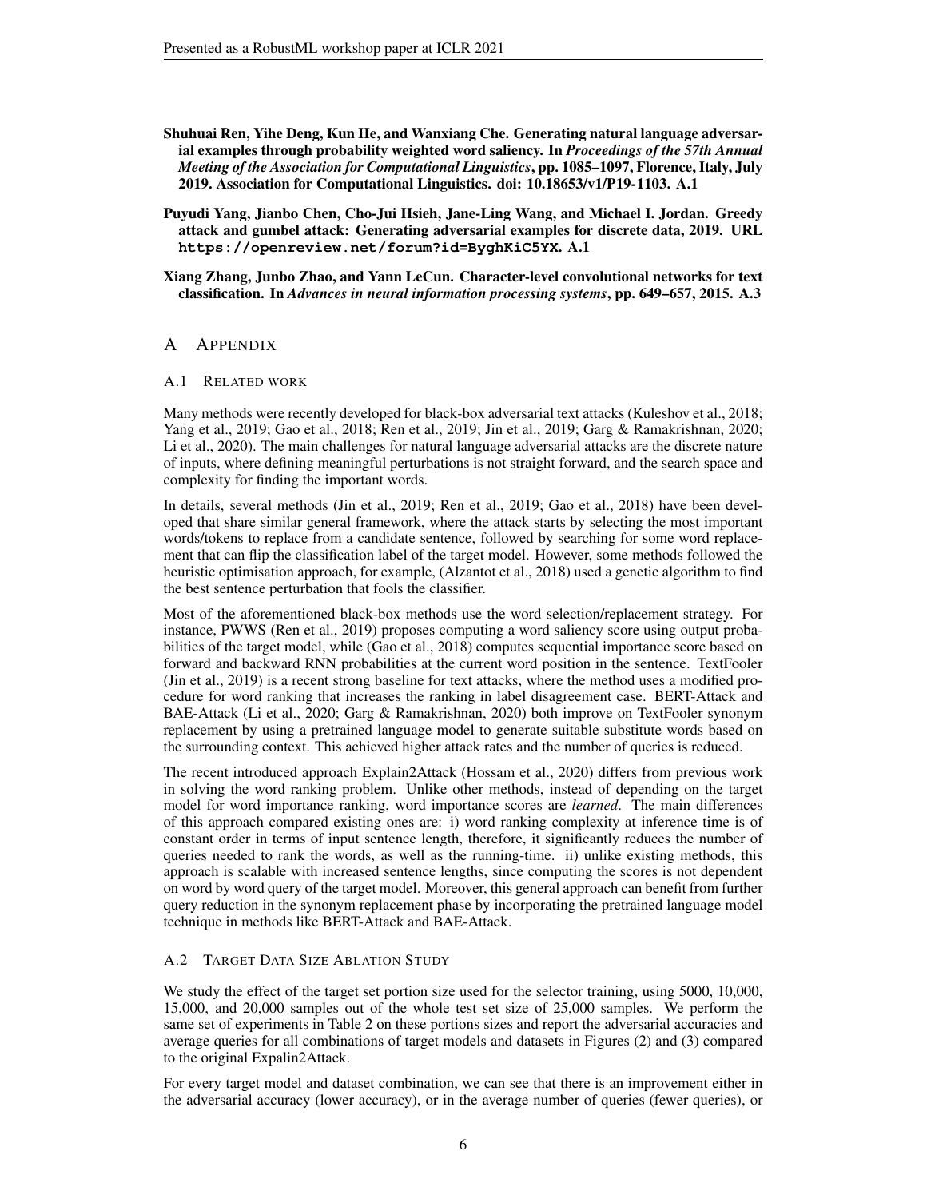Shuhuai Ren, Yihe Deng, Kun He, and Wanxiang Che. Generating natural language adversarial examples through probability weighted word saliency. In *Proceedings of the 57th Annual Meeting of the Association for Computational Linguistics*, pp. 1085–1097, Florence, Italy, July 2019. Association for Computational Linguistics. doi: 10.18653/v1/P19-1103. A.1

Puyudi Yang, Jianbo Chen, Cho-Jui Hsieh, Jane-Ling Wang, and Michael I. Jordan. Greedy attack and gumbel attack: Generating adversarial examples for discrete data, 2019. URL `https://openreview.net/forum?id=ByghKiC5YX`. A.1

Xiang Zhang, Junbo Zhao, and Yann LeCun. Character-level convolutional networks for text classification. In *Advances in neural information processing systems*, pp. 649–657, 2015. A.3

# A Appendix

## A.1 Related work

Many methods were recently developed for black-box adversarial text attacks (Kuleshov et al., 2018; Yang et al., 2019; Gao et al., 2018; Ren et al., 2019; Jin et al., 2019; Garg & Ramakrishnan, 2020; Li et al., 2020). The main challenges for natural language adversarial attacks are the discrete nature of inputs, where defining meaningful perturbations is not straight forward, and the search space and complexity for finding the important words.

In details, several methods (Jin et al., 2019; Ren et al., 2019; Gao et al., 2018) have been developed that share similar general framework, where the attack starts by selecting the most important words/tokens to replace from a candidate sentence, followed by searching for some word replacement that can flip the classification label of the target model. However, some methods followed the heuristic optimisation approach, for example, (Alzantot et al., 2018) used a genetic algorithm to find the best sentence perturbation that fools the classifier.

Most of the aforementioned black-box methods use the word selection/replacement strategy. For instance, PWWS (Ren et al., 2019) proposes computing a word saliency score using output probabilities of the target model, while (Gao et al., 2018) computes sequential importance score based on forward and backward RNN probabilities at the current word position in the sentence. TextFooler (Jin et al., 2019) is a recent strong baseline for text attacks, where the method uses a modified procedure for word ranking that increases the ranking in label disagreement case. BERT-Attack and BAE-Attack (Li et al., 2020; Garg & Ramakrishnan, 2020) both improve on TextFooler synonym replacement by using a pretrained language model to generate suitable substitute words based on the surrounding context. This achieved higher attack rates and the number of queries is reduced.

The recent introduced approach Explain2Attack (Hossam et al., 2020) differs from previous work in solving the word ranking problem. Unlike other methods, instead of depending on the target model for word importance ranking, word importance scores are *learned*. The main differences of this approach compared existing ones are: i) word ranking complexity at inference time is of constant order in terms of input sentence length, therefore, it significantly reduces the number of queries needed to rank the words, as well as the running-time. ii) unlike existing methods, this approach is scalable with increased sentence lengths, since computing the scores is not dependent on word by word query of the target model. Moreover, this general approach can benefit from further query reduction in the synonym replacement phase by incorporating the pretrained language model technique in methods like BERT-Attack and BAE-Attack.

## A.2 Target Data Size Ablation Study

We study the effect of the target set portion size used for the selector training, using 5000, 10,000, 15,000, and 20,000 samples out of the whole test set size of 25,000 samples. We perform the same set of experiments in Table 2 on these portions sizes and report the adversarial accuracies and average queries for all combinations of target models and datasets in Figures (2) and (3) compared to the original Expalin2Attack.

For every target model and dataset combination, we can see that there is an improvement either in the adversarial accuracy (lower accuracy), or in the average number of queries (fewer queries), or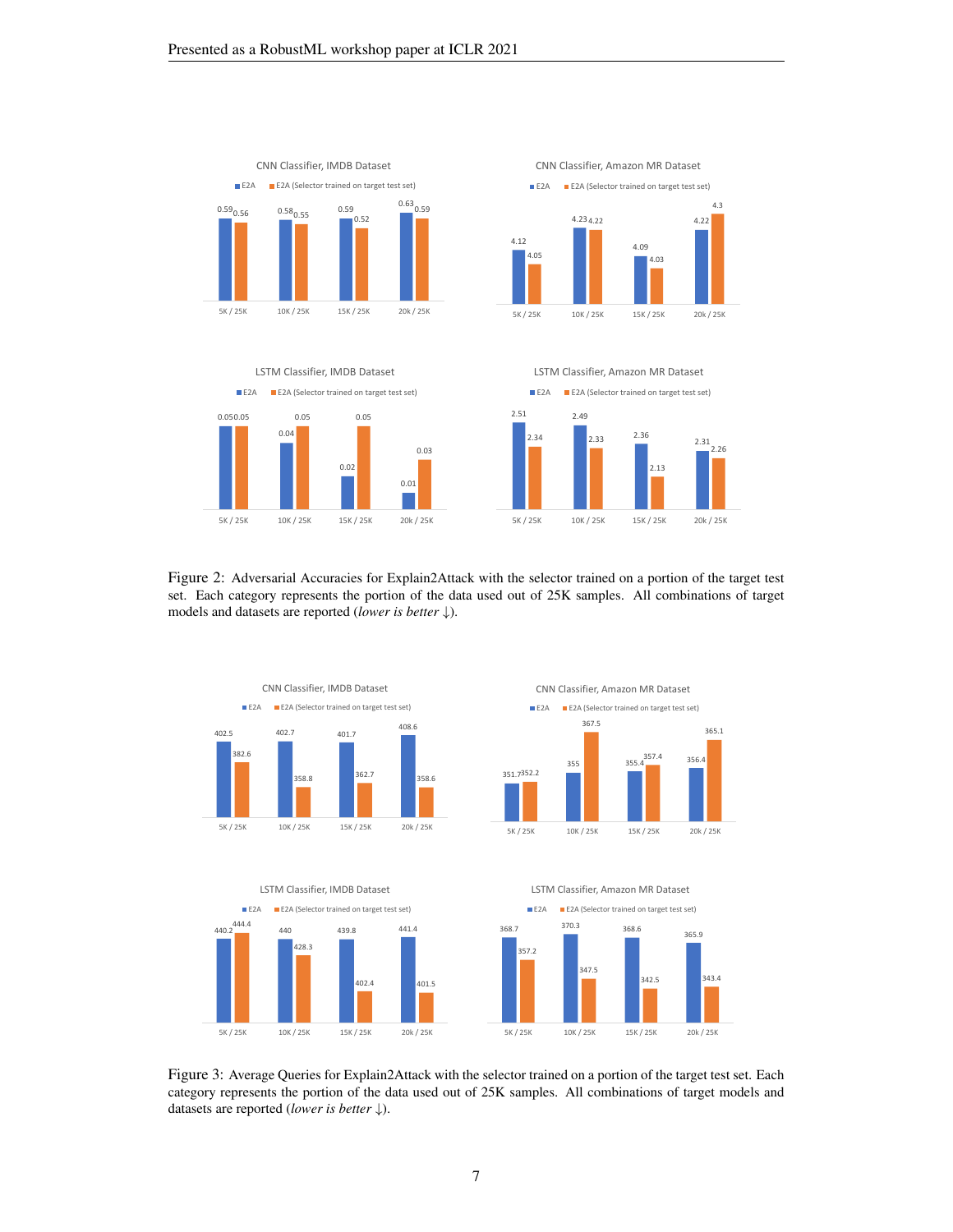Figure 2: Adversarial Accuracies for Explain2Attack with the selector trained on a portion of the target test set. Each category represents the portion of the data used out of 25K samples. All combinations of target models and datasets are reported (*lower is better* ↓).

Figure 3: Average Queries for Explain2Attack with the selector trained on a portion of the target test set. Each category represents the portion of the data used out of 25K samples. All combinations of target models and datasets are reported (*lower is better* ↓).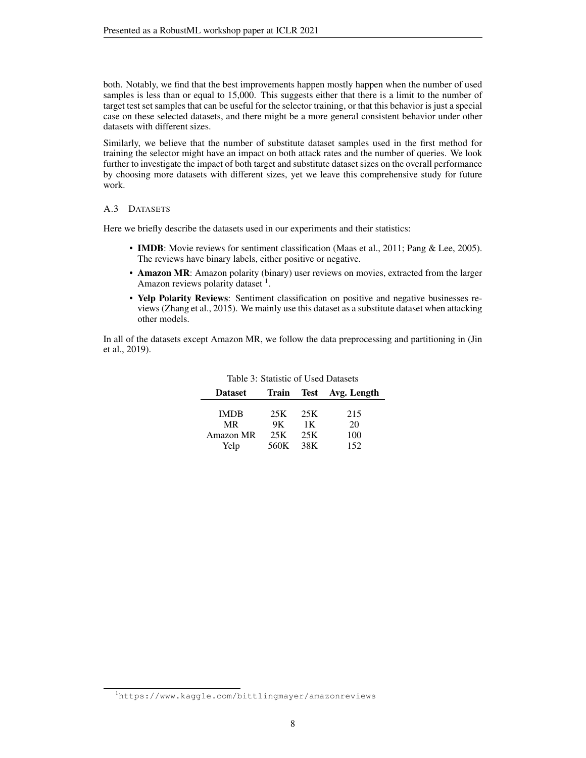both. Notably, we find that the best improvements happen mostly happen when the number of used samples is less than or equal to 15,000. This suggests either that there is a limit to the number of target test set samples that can be useful for the selector training, or that this behavior is just a special case on these selected datasets, and there might be a more general consistent behavior under other datasets with different sizes.

Similarly, we believe that the number of substitute dataset samples used in the first method for training the selector might have an impact on both attack rates and the number of queries. We look further to investigate the impact of both target and substitute dataset sizes on the overall performance by choosing more datasets with different sizes, yet we leave this comprehensive study for future work.

### A.3 Datasets

Here we briefly describe the datasets used in our experiments and their statistics:

- **IMDB**: Movie reviews for sentiment classification (Maas et al., 2011; Pang & Lee, 2005). The reviews have binary labels, either positive or negative.
- **Amazon MR**: Amazon polarity (binary) user reviews on movies, extracted from the larger Amazon reviews polarity dataset [1].
- **Yelp Polarity Reviews**: Sentiment classification on positive and negative businesses reviews (Zhang et al., 2015). We mainly use this dataset as a substitute dataset when attacking other models.

In all of the datasets except Amazon MR, we follow the data preprocessing and partitioning in (Jin et al., 2019).

Table 3: Statistic of Used Datasets

| Dataset | Train | Test | Avg. Length |
|---|---|---|---|
| IMDB | 25K | 25K | 215 |
| MR | 9K | 1K | 20 |
| Amazon MR | 25K | 25K | 100 |
| Yelp | 560K | 38K | 152 |

[1] https://www.kaggle.com/bittlingmayer/amazonreviews